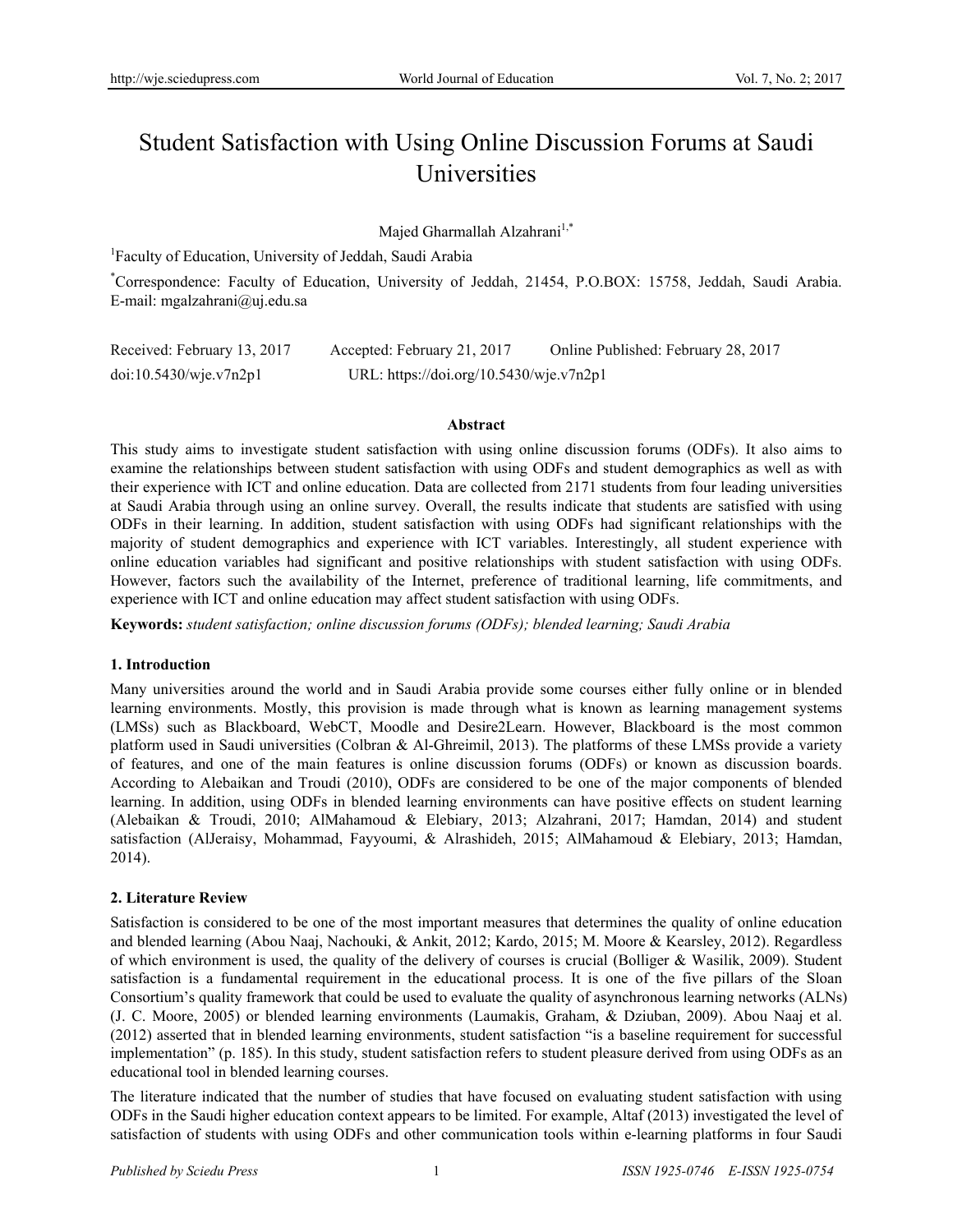# Student Satisfaction with Using Online Discussion Forums at Saudi Universities

Majed Gharmallah Alzahrani[1,*]

[1]Faculty of Education, University of Jeddah, Saudi Arabia

[*]Correspondence: Faculty of Education, University of Jeddah, 21454, P.O.BOX: 15758, Jeddah, Saudi Arabia. E-mail: mgalzahrani@uj.edu.sa

Received: February 13, 2017 Accepted: February 21, 2017 Online Published: February 28, 2017

doi:10.5430/wje.v7n2p1 URL: https://doi.org/10.5430/wje.v7n2p1

## Abstract

This study aims to investigate student satisfaction with using online discussion forums (ODFs). It also aims to examine the relationships between student satisfaction with using ODFs and student demographics as well as with their experience with ICT and online education. Data are collected from 2171 students from four leading universities at Saudi Arabia through using an online survey. Overall, the results indicate that students are satisfied with using ODFs in their learning. In addition, student satisfaction with using ODFs had significant relationships with the majority of student demographics and experience with ICT variables. Interestingly, all student experience with online education variables had significant and positive relationships with student satisfaction with using ODFs. However, factors such the availability of the Internet, preference of traditional learning, life commitments, and experience with ICT and online education may affect student satisfaction with using ODFs.

**Keywords:** *student satisfaction; online discussion forums (ODFs); blended learning; Saudi Arabia*

## 1. Introduction

Many universities around the world and in Saudi Arabia provide some courses either fully online or in blended learning environments. Mostly, this provision is made through what is known as learning management systems (LMSs) such as Blackboard, WebCT, Moodle and Desire2Learn. However, Blackboard is the most common platform used in Saudi universities (Colbran & Al-Ghreimil, 2013). The platforms of these LMSs provide a variety of features, and one of the main features is online discussion forums (ODFs) or known as discussion boards. According to Alebaikan and Troudi (2010), ODFs are considered to be one of the major components of blended learning. In addition, using ODFs in blended learning environments can have positive effects on student learning (Alebaikan & Troudi, 2010; AlMahamoud & Elebiary, 2013; Alzahrani, 2017; Hamdan, 2014) and student satisfaction (AlJeraisy, Mohammad, Fayyoumi, & Alrashideh, 2015; AlMahamoud & Elebiary, 2013; Hamdan, 2014).

## 2. Literature Review

Satisfaction is considered to be one of the most important measures that determines the quality of online education and blended learning (Abou Naaj, Nachouki, & Ankit, 2012; Kardo, 2015; M. Moore & Kearsley, 2012). Regardless of which environment is used, the quality of the delivery of courses is crucial (Bolliger & Wasilik, 2009). Student satisfaction is a fundamental requirement in the educational process. It is one of the five pillars of the Sloan Consortium's quality framework that could be used to evaluate the quality of asynchronous learning networks (ALNs) (J. C. Moore, 2005) or blended learning environments (Laumakis, Graham, & Dziuban, 2009). Abou Naaj et al. (2012) asserted that in blended learning environments, student satisfaction "is a baseline requirement for successful implementation" (p. 185). In this study, student satisfaction refers to student pleasure derived from using ODFs as an educational tool in blended learning courses.

The literature indicated that the number of studies that have focused on evaluating student satisfaction with using ODFs in the Saudi higher education context appears to be limited. For example, Altaf (2013) investigated the level of satisfaction of students with using ODFs and other communication tools within e-learning platforms in four Saudi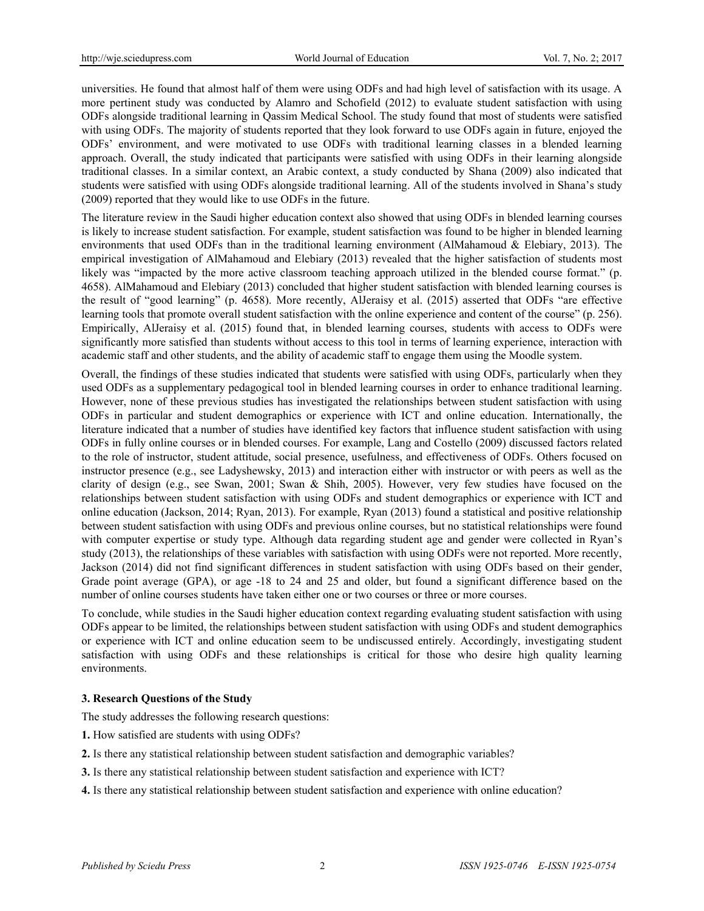universities. He found that almost half of them were using ODFs and had high level of satisfaction with its usage. A more pertinent study was conducted by Alamro and Schofield (2012) to evaluate student satisfaction with using ODFs alongside traditional learning in Qassim Medical School. The study found that most of students were satisfied with using ODFs. The majority of students reported that they look forward to use ODFs again in future, enjoyed the ODFs' environment, and were motivated to use ODFs with traditional learning classes in a blended learning approach. Overall, the study indicated that participants were satisfied with using ODFs in their learning alongside traditional classes. In a similar context, an Arabic context, a study conducted by Shana (2009) also indicated that students were satisfied with using ODFs alongside traditional learning. All of the students involved in Shana's study (2009) reported that they would like to use ODFs in the future.

The literature review in the Saudi higher education context also showed that using ODFs in blended learning courses is likely to increase student satisfaction. For example, student satisfaction was found to be higher in blended learning environments that used ODFs than in the traditional learning environment (AlMahamoud & Elebiary, 2013). The empirical investigation of AlMahamoud and Elebiary (2013) revealed that the higher satisfaction of students most likely was "impacted by the more active classroom teaching approach utilized in the blended course format." (p. 4658). AlMahamoud and Elebiary (2013) concluded that higher student satisfaction with blended learning courses is the result of "good learning" (p. 4658). More recently, AlJeraisy et al. (2015) asserted that ODFs "are effective learning tools that promote overall student satisfaction with the online experience and content of the course" (p. 256). Empirically, AlJeraisy et al. (2015) found that, in blended learning courses, students with access to ODFs were significantly more satisfied than students without access to this tool in terms of learning experience, interaction with academic staff and other students, and the ability of academic staff to engage them using the Moodle system.

Overall, the findings of these studies indicated that students were satisfied with using ODFs, particularly when they used ODFs as a supplementary pedagogical tool in blended learning courses in order to enhance traditional learning. However, none of these previous studies has investigated the relationships between student satisfaction with using ODFs in particular and student demographics or experience with ICT and online education. Internationally, the literature indicated that a number of studies have identified key factors that influence student satisfaction with using ODFs in fully online courses or in blended courses. For example, Lang and Costello (2009) discussed factors related to the role of instructor, student attitude, social presence, usefulness, and effectiveness of ODFs. Others focused on instructor presence (e.g., see Ladyshewsky, 2013) and interaction either with instructor or with peers as well as the clarity of design (e.g., see Swan, 2001; Swan & Shih, 2005). However, very few studies have focused on the relationships between student satisfaction with using ODFs and student demographics or experience with ICT and online education (Jackson, 2014; Ryan, 2013). For example, Ryan (2013) found a statistical and positive relationship between student satisfaction with using ODFs and previous online courses, but no statistical relationships were found with computer expertise or study type. Although data regarding student age and gender were collected in Ryan's study (2013), the relationships of these variables with satisfaction with using ODFs were not reported. More recently, Jackson (2014) did not find significant differences in student satisfaction with using ODFs based on their gender, Grade point average (GPA), or age -18 to 24 and 25 and older, but found a significant difference based on the number of online courses students have taken either one or two courses or three or more courses.

To conclude, while studies in the Saudi higher education context regarding evaluating student satisfaction with using ODFs appear to be limited, the relationships between student satisfaction with using ODFs and student demographics or experience with ICT and online education seem to be undiscussed entirely. Accordingly, investigating student satisfaction with using ODFs and these relationships is critical for those who desire high quality learning environments.

## 3. Research Questions of the Study

The study addresses the following research questions:

**1.** How satisfied are students with using ODFs?

**2.** Is there any statistical relationship between student satisfaction and demographic variables?

**3.** Is there any statistical relationship between student satisfaction and experience with ICT?

**4.** Is there any statistical relationship between student satisfaction and experience with online education?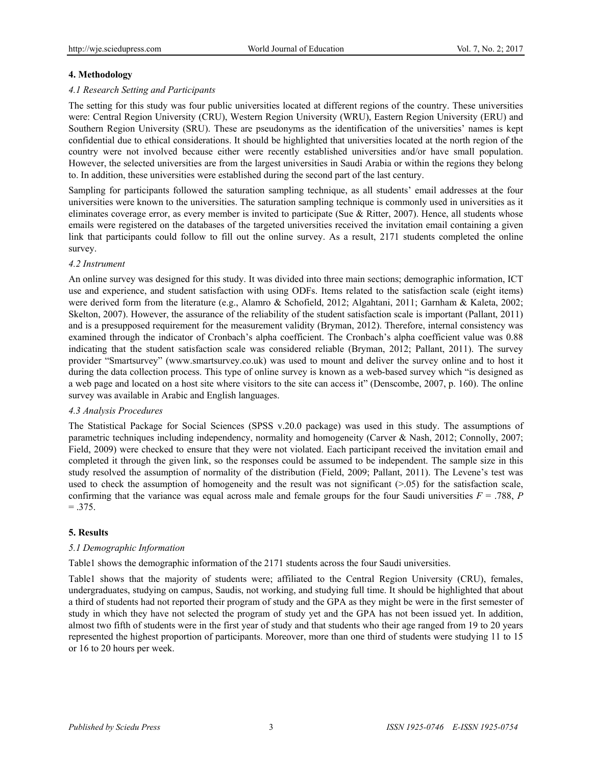## 4. Methodology

### *4.1 Research Setting and Participants*

The setting for this study was four public universities located at different regions of the country. These universities were: Central Region University (CRU), Western Region University (WRU), Eastern Region University (ERU) and Southern Region University (SRU). These are pseudonyms as the identification of the universities' names is kept confidential due to ethical considerations. It should be highlighted that universities located at the north region of the country were not involved because either were recently established universities and/or have small population. However, the selected universities are from the largest universities in Saudi Arabia or within the regions they belong to. In addition, these universities were established during the second part of the last century.

Sampling for participants followed the saturation sampling technique, as all students' email addresses at the four universities were known to the universities. The saturation sampling technique is commonly used in universities as it eliminates coverage error, as every member is invited to participate (Sue & Ritter, 2007). Hence, all students whose emails were registered on the databases of the targeted universities received the invitation email containing a given link that participants could follow to fill out the online survey. As a result, 2171 students completed the online survey.

### *4.2 Instrument*

An online survey was designed for this study. It was divided into three main sections; demographic information, ICT use and experience, and student satisfaction with using ODFs. Items related to the satisfaction scale (eight items) were derived form from the literature (e.g., Alamro & Schofield, 2012; Algahtani, 2011; Garnham & Kaleta, 2002; Skelton, 2007). However, the assurance of the reliability of the student satisfaction scale is important (Pallant, 2011) and is a presupposed requirement for the measurement validity (Bryman, 2012). Therefore, internal consistency was examined through the indicator of Cronbach's alpha coefficient. The Cronbach's alpha coefficient value was 0.88 indicating that the student satisfaction scale was considered reliable (Bryman, 2012; Pallant, 2011). The survey provider "Smartsurvey" (www.smartsurvey.co.uk) was used to mount and deliver the survey online and to host it during the data collection process. This type of online survey is known as a web-based survey which "is designed as a web page and located on a host site where visitors to the site can access it" (Denscombe, 2007, p. 160). The online survey was available in Arabic and English languages.

### *4.3 Analysis Procedures*

The Statistical Package for Social Sciences (SPSS v.20.0 package) was used in this study. The assumptions of parametric techniques including independency, normality and homogeneity (Carver & Nash, 2012; Connolly, 2007; Field, 2009) were checked to ensure that they were not violated. Each participant received the invitation email and completed it through the given link, so the responses could be assumed to be independent. The sample size in this study resolved the assumption of normality of the distribution (Field, 2009; Pallant, 2011). The Levene's test was used to check the assumption of homogeneity and the result was not significant (>.05) for the satisfaction scale, confirming that the variance was equal across male and female groups for the four Saudi universities $F = .788$, $P = .375$.

## 5. Results

### *5.1 Demographic Information*

Table1 shows the demographic information of the 2171 students across the four Saudi universities.

Table1 shows that the majority of students were; affiliated to the Central Region University (CRU), females, undergraduates, studying on campus, Saudis, not working, and studying full time. It should be highlighted that about a third of students had not reported their program of study and the GPA as they might be were in the first semester of study in which they have not selected the program of study yet and the GPA has not been issued yet. In addition, almost two fifth of students were in the first year of study and that students who their age ranged from 19 to 20 years represented the highest proportion of participants. Moreover, more than one third of students were studying 11 to 15 or 16 to 20 hours per week.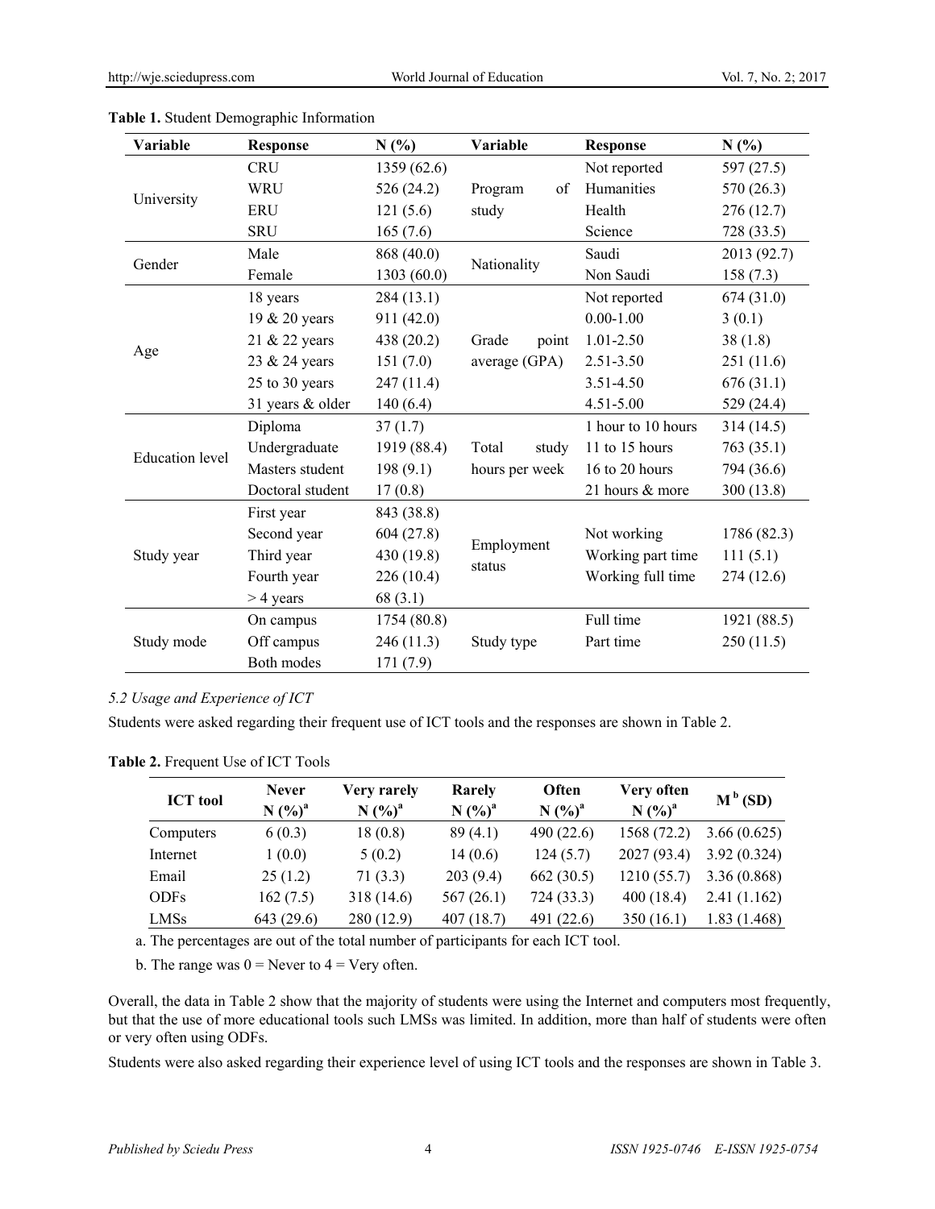**Table 1.** Student Demographic Information

| Variable | Response | N (%) | Variable | Response | N (%) |
|---|---|---|---|---|---|
| University | CRU | 1359 (62.6) | Program of study | Not reported | 597 (27.5) |
| | WRU | 526 (24.2) | | Humanities | 570 (26.3) |
| | ERU | 121 (5.6) | | Health | 276 (12.7) |
| | SRU | 165 (7.6) | | Science | 728 (33.5) |
| Gender | Male | 868 (40.0) | Nationality | Saudi | 2013 (92.7) |
| | Female | 1303 (60.0) | | Non Saudi | 158 (7.3) |
| Age | 18 years | 284 (13.1) | Grade point average (GPA) | Not reported | 674 (31.0) |
| | 19 & 20 years | 911 (42.0) | | 0.00-1.00 | 3 (0.1) |
| | 21 & 22 years | 438 (20.2) | | 1.01-2.50 | 38 (1.8) |
| | 23 & 24 years | 151 (7.0) | | 2.51-3.50 | 251 (11.6) |
| | 25 to 30 years | 247 (11.4) | | 3.51-4.50 | 676 (31.1) |
| | 31 years & older | 140 (6.4) | | 4.51-5.00 | 529 (24.4) |
| Education level | Diploma | 37 (1.7) | Total study hours per week | 1 hour to 10 hours | 314 (14.5) |
| | Undergraduate | 1919 (88.4) | | 11 to 15 hours | 763 (35.1) |
| | Masters student | 198 (9.1) | | 16 to 20 hours | 794 (36.6) |
| | Doctoral student | 17 (0.8) | | 21 hours & more | 300 (13.8) |
| Study year | First year | 843 (38.8) | Employment status | | |
| | Second year | 604 (27.8) | | Not working | 1786 (82.3) |
| | Third year | 430 (19.8) | | Working part time | 111 (5.1) |
| | Fourth year | 226 (10.4) | | Working full time | 274 (12.6) |
| | > 4 years | 68 (3.1) | | | |
| Study mode | On campus | 1754 (80.8) | Study type | Full time | 1921 (88.5) |
| | Off campus | 246 (11.3) | | Part time | 250 (11.5) |
| | Both modes | 171 (7.9) | | | |

*5.2 Usage and Experience of ICT*

Students were asked regarding their frequent use of ICT tools and the responses are shown in Table 2.

**Table 2.** Frequent Use of ICT Tools

| ICT tool | Never N (%)[a] | Very rarely N (%)[a] | Rarely N (%)[a] | Often N (%)[a] | Very often N (%)[a] | M[b] (SD) |
|---|---|---|---|---|---|---|
| Computers | 6 (0.3) | 18 (0.8) | 89 (4.1) | 490 (22.6) | 1568 (72.2) | 3.66 (0.625) |
| Internet | 1 (0.0) | 5 (0.2) | 14 (0.6) | 124 (5.7) | 2027 (93.4) | 3.92 (0.324) |
| Email | 25 (1.2) | 71 (3.3) | 203 (9.4) | 662 (30.5) | 1210 (55.7) | 3.36 (0.868) |
| ODFs | 162 (7.5) | 318 (14.6) | 567 (26.1) | 724 (33.3) | 400 (18.4) | 2.41 (1.162) |
| LMSs | 643 (29.6) | 280 (12.9) | 407 (18.7) | 491 (22.6) | 350 (16.1) | 1.83 (1.468) |

a. The percentages are out of the total number of participants for each ICT tool.

b. The range was 0 = Never to 4 = Very often.

Overall, the data in Table 2 show that the majority of students were using the Internet and computers most frequently, but that the use of more educational tools such LMSs was limited. In addition, more than half of students were often or very often using ODFs.

Students were also asked regarding their experience level of using ICT tools and the responses are shown in Table 3.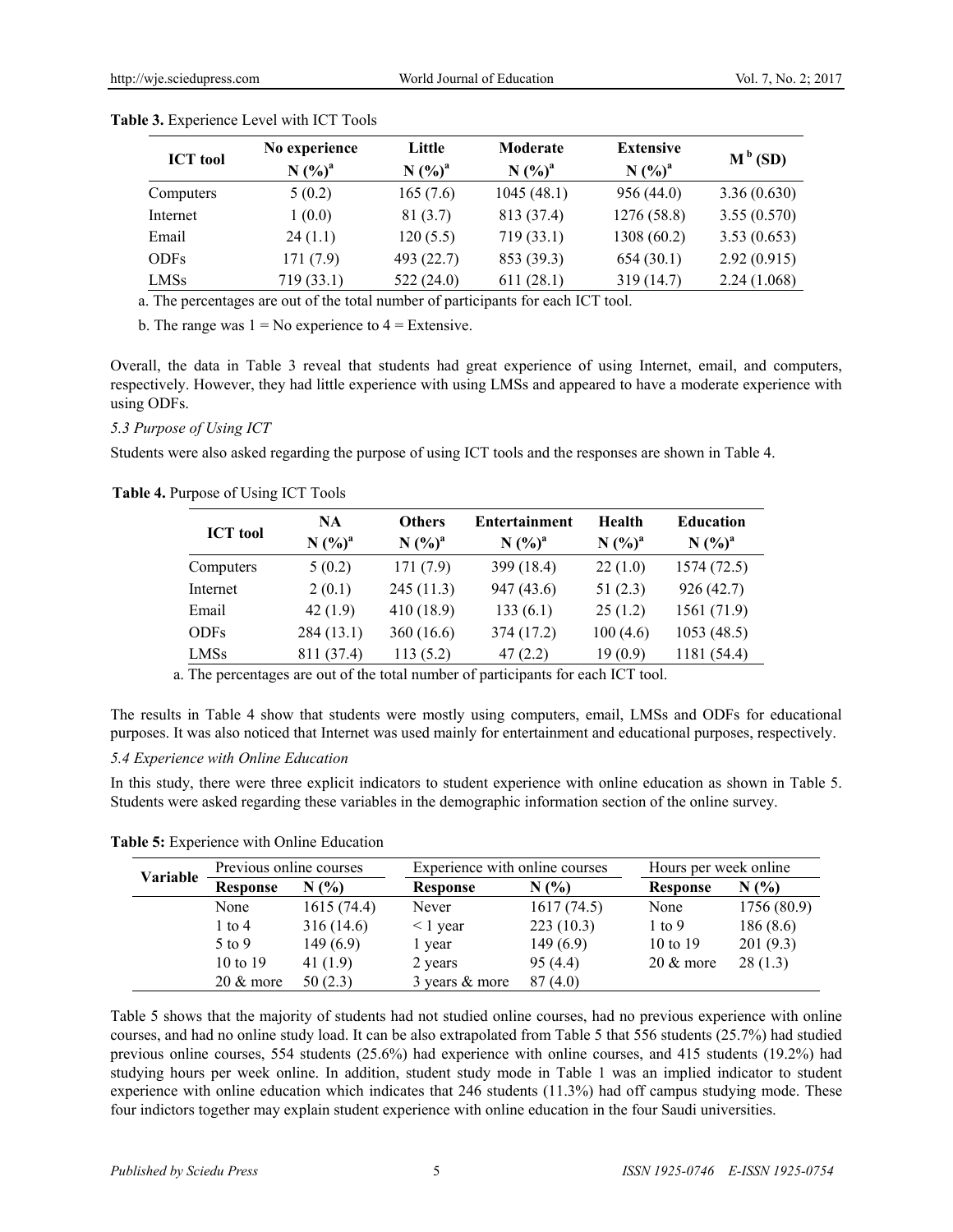**Table 3.** Experience Level with ICT Tools

| ICT tool | No experience N (%)[a] | Little N (%)[a] | Moderate N (%)[a] | Extensive N (%)[a] | M[b] (SD) |
|---|---|---|---|---|---|
| Computers | 5 (0.2) | 165 (7.6) | 1045 (48.1) | 956 (44.0) | 3.36 (0.630) |
| Internet | 1 (0.0) | 81 (3.7) | 813 (37.4) | 1276 (58.8) | 3.55 (0.570) |
| Email | 24 (1.1) | 120 (5.5) | 719 (33.1) | 1308 (60.2) | 3.53 (0.653) |
| ODFs | 171 (7.9) | 493 (22.7) | 853 (39.3) | 654 (30.1) | 2.92 (0.915) |
| LMSs | 719 (33.1) | 522 (24.0) | 611 (28.1) | 319 (14.7) | 2.24 (1.068) |

a. The percentages are out of the total number of participants for each ICT tool.

b. The range was 1 = No experience to 4 = Extensive.

Overall, the data in Table 3 reveal that students had great experience of using Internet, email, and computers, respectively. However, they had little experience with using LMSs and appeared to have a moderate experience with using ODFs.

*5.3 Purpose of Using ICT*

Students were also asked regarding the purpose of using ICT tools and the responses are shown in Table 4.

**Table 4.** Purpose of Using ICT Tools

| ICT tool | NA N (%)[a] | Others N (%)[a] | Entertainment N (%)[a] | Health N (%)[a] | Education N (%)[a] |
|---|---|---|---|---|---|
| Computers | 5 (0.2) | 171 (7.9) | 399 (18.4) | 22 (1.0) | 1574 (72.5) |
| Internet | 2 (0.1) | 245 (11.3) | 947 (43.6) | 51 (2.3) | 926 (42.7) |
| Email | 42 (1.9) | 410 (18.9) | 133 (6.1) | 25 (1.2) | 1561 (71.9) |
| ODFs | 284 (13.1) | 360 (16.6) | 374 (17.2) | 100 (4.6) | 1053 (48.5) |
| LMSs | 811 (37.4) | 113 (5.2) | 47 (2.2) | 19 (0.9) | 1181 (54.4) |

a. The percentages are out of the total number of participants for each ICT tool.

The results in Table 4 show that students were mostly using computers, email, LMSs and ODFs for educational purposes. It was also noticed that Internet was used mainly for entertainment and educational purposes, respectively.

*5.4 Experience with Online Education*

In this study, there were three explicit indicators to student experience with online education as shown in Table 5. Students were asked regarding these variables in the demographic information section of the online survey.

**Table 5:** Experience with Online Education

| Variable | Previous online courses | | Experience with online courses | | Hours per week online | |
|---|---|---|---|---|---|---|
| | Response | N (%) | Response | N (%) | Response | N (%) |
| | None | 1615 (74.4) | Never | 1617 (74.5) | None | 1756 (80.9) |
| | 1 to 4 | 316 (14.6) | < 1 year | 223 (10.3) | 1 to 9 | 186 (8.6) |
| | 5 to 9 | 149 (6.9) | 1 year | 149 (6.9) | 10 to 19 | 201 (9.3) |
| | 10 to 19 | 41 (1.9) | 2 years | 95 (4.4) | 20 & more | 28 (1.3) |
| | 20 & more | 50 (2.3) | 3 years & more | 87 (4.0) | | |

Table 5 shows that the majority of students had not studied online courses, had no previous experience with online courses, and had no online study load. It can be also extrapolated from Table 5 that 556 students (25.7%) had studied previous online courses, 554 students (25.6%) had experience with online courses, and 415 students (19.2%) had studying hours per week online. In addition, student study mode in Table 1 was an implied indicator to student experience with online education which indicates that 246 students (11.3%) had off campus studying mode. These four indictors together may explain student experience with online education in the four Saudi universities.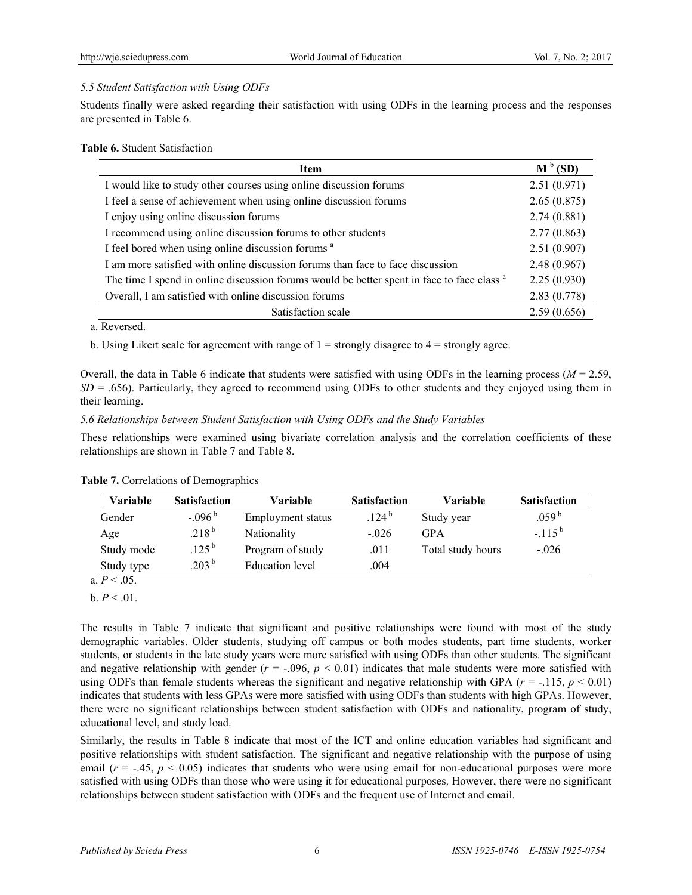*5.5 Student Satisfaction with Using ODFs*

Students finally were asked regarding their satisfaction with using ODFs in the learning process and the responses are presented in Table 6.

**Table 6.** Student Satisfaction

| Item | M [b] (SD) |
|---|---|
| I would like to study other courses using online discussion forums | 2.51 (0.971) |
| I feel a sense of achievement when using online discussion forums | 2.65 (0.875) |
| I enjoy using online discussion forums | 2.74 (0.881) |
| I recommend using online discussion forums to other students | 2.77 (0.863) |
| I feel bored when using online discussion forums [a] | 2.51 (0.907) |
| I am more satisfied with online discussion forums than face to face discussion | 2.48 (0.967) |
| The time I spend in online discussion forums would be better spent in face to face class [a] | 2.25 (0.930) |
| Overall, I am satisfied with online discussion forums | 2.83 (0.778) |
| Satisfaction scale | 2.59 (0.656) |

a. Reversed.

b. Using Likert scale for agreement with range of 1 = strongly disagree to 4 = strongly agree.

Overall, the data in Table 6 indicate that students were satisfied with using ODFs in the learning process ($M$ = 2.59, $SD$ = .656). Particularly, they agreed to recommend using ODFs to other students and they enjoyed using them in their learning.

*5.6 Relationships between Student Satisfaction with Using ODFs and the Study Variables*

These relationships were examined using bivariate correlation analysis and the correlation coefficients of these relationships are shown in Table 7 and Table 8.

**Table 7.** Correlations of Demographics

| Variable | Satisfaction | Variable | Satisfaction | Variable | Satisfaction |
|---|---|---|---|---|---|
| Gender | -.096 [b] | Employment status | .124 [b] | Study year | .059 [b] |
| Age | .218 [b] | Nationality | -.026 | GPA | -.115 [b] |
| Study mode | .125 [b] | Program of study | .011 | Total study hours | -.026 |
| Study type | .203 [b] | Education level | .004 | | |

a. $P < .05$.

b. $P < .01$.

The results in Table 7 indicate that significant and positive relationships were found with most of the study demographic variables. Older students, studying off campus or both modes students, part time students, worker students, or students in the late study years were more satisfied with using ODFs than other students. The significant and negative relationship with gender ($r$ = -.096, $p$ < 0.01) indicates that male students were more satisfied with using ODFs than female students whereas the significant and negative relationship with GPA ($r$ = -.115, $p$ < 0.01) indicates that students with less GPAs were more satisfied with using ODFs than students with high GPAs. However, there were no significant relationships between student satisfaction with ODFs and nationality, program of study, educational level, and study load.

Similarly, the results in Table 8 indicate that most of the ICT and online education variables had significant and positive relationships with student satisfaction. The significant and negative relationship with the purpose of using email ($r$ = -.45, $p$ < 0.05) indicates that students who were using email for non-educational purposes were more satisfied with using ODFs than those who were using it for educational purposes. However, there were no significant relationships between student satisfaction with ODFs and the frequent use of Internet and email.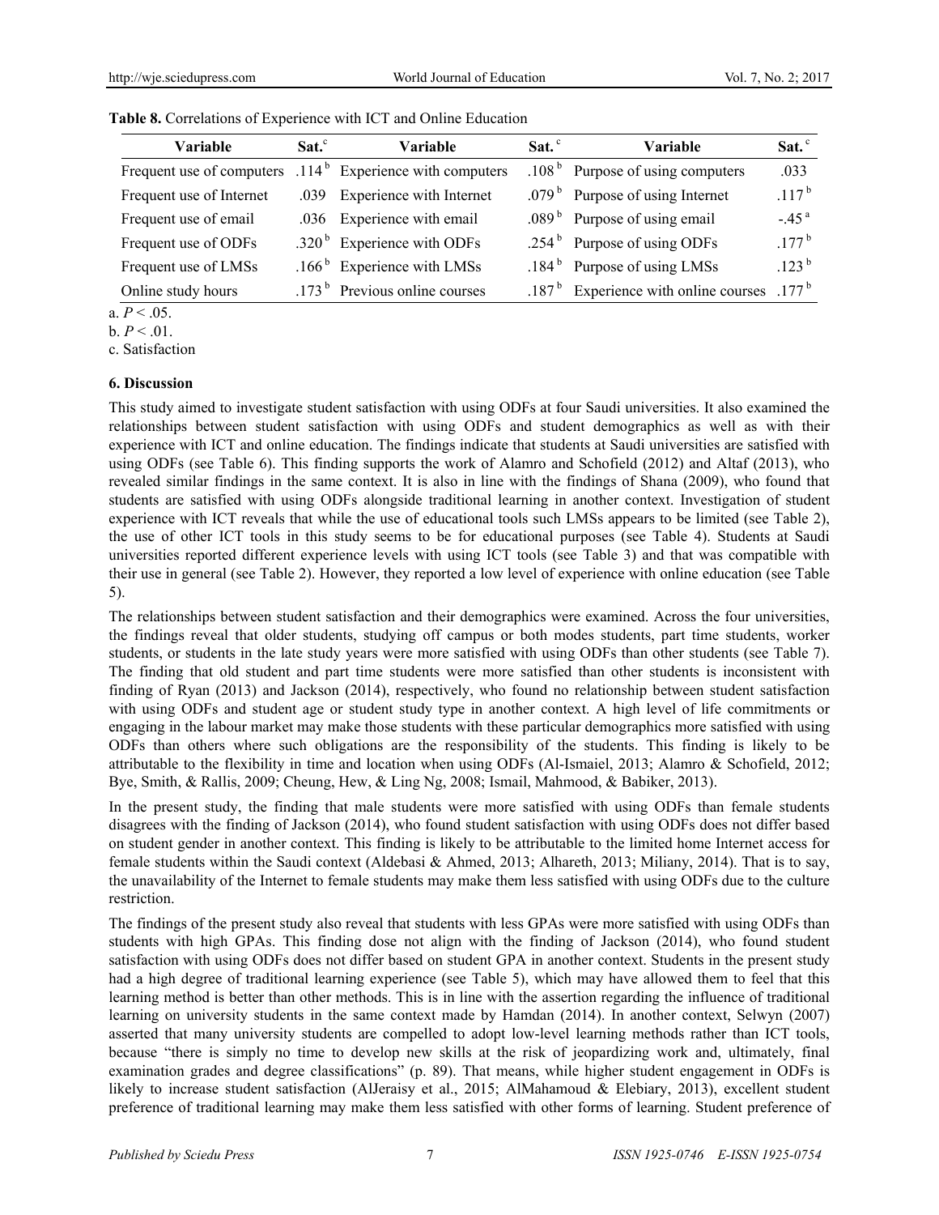**Table 8.** Correlations of Experience with ICT and Online Education

| Variable | Sat.[c] | Variable | Sat.[c] | Variable | Sat.[c] |
|---|---|---|---|---|---|
| Frequent use of computers | .114[b] | Experience with computers | .108[b] | Purpose of using computers | .033 |
| Frequent use of Internet | .039 | Experience with Internet | .079[b] | Purpose of using Internet | .117[b] |
| Frequent use of email | .036 | Experience with email | .089[b] | Purpose of using email | -.45[a] |
| Frequent use of ODFs | .320[b] | Experience with ODFs | .254[b] | Purpose of using ODFs | .177[b] |
| Frequent use of LMSs | .166[b] | Experience with LMSs | .184[b] | Purpose of using LMSs | .123[b] |
| Online study hours | .173[b] | Previous online courses | .187[b] | Experience with online courses | .177[b] |

a. $P < .05$.

b. $P < .01$.

c. Satisfaction

### 6. Discussion

This study aimed to investigate student satisfaction with using ODFs at four Saudi universities. It also examined the relationships between student satisfaction with using ODFs and student demographics as well as with their experience with ICT and online education. The findings indicate that students at Saudi universities are satisfied with using ODFs (see Table 6). This finding supports the work of Alamro and Schofield (2012) and Altaf (2013), who revealed similar findings in the same context. It is also in line with the findings of Shana (2009), who found that students are satisfied with using ODFs alongside traditional learning in another context. Investigation of student experience with ICT reveals that while the use of educational tools such LMSs appears to be limited (see Table 2), the use of other ICT tools in this study seems to be for educational purposes (see Table 4). Students at Saudi universities reported different experience levels with using ICT tools (see Table 3) and that was compatible with their use in general (see Table 2). However, they reported a low level of experience with online education (see Table 5).

The relationships between student satisfaction and their demographics were examined. Across the four universities, the findings reveal that older students, studying off campus or both modes students, part time students, worker students, or students in the late study years were more satisfied with using ODFs than other students (see Table 7). The finding that old student and part time students were more satisfied than other students is inconsistent with finding of Ryan (2013) and Jackson (2014), respectively, who found no relationship between student satisfaction with using ODFs and student age or student study type in another context. A high level of life commitments or engaging in the labour market may make those students with these particular demographics more satisfied with using ODFs than others where such obligations are the responsibility of the students. This finding is likely to be attributable to the flexibility in time and location when using ODFs (Al-Ismaiel, 2013; Alamro & Schofield, 2012; Bye, Smith, & Rallis, 2009; Cheung, Hew, & Ling Ng, 2008; Ismail, Mahmood, & Babiker, 2013).

In the present study, the finding that male students were more satisfied with using ODFs than female students disagrees with the finding of Jackson (2014), who found student satisfaction with using ODFs does not differ based on student gender in another context. This finding is likely to be attributable to the limited home Internet access for female students within the Saudi context (Aldebasi & Ahmed, 2013; Alhareth, 2013; Miliany, 2014). That is to say, the unavailability of the Internet to female students may make them less satisfied with using ODFs due to the culture restriction.

The findings of the present study also reveal that students with less GPAs were more satisfied with using ODFs than students with high GPAs. This finding dose not align with the finding of Jackson (2014), who found student satisfaction with using ODFs does not differ based on student GPA in another context. Students in the present study had a high degree of traditional learning experience (see Table 5), which may have allowed them to feel that this learning method is better than other methods. This is in line with the assertion regarding the influence of traditional learning on university students in the same context made by Hamdan (2014). In another context, Selwyn (2007) asserted that many university students are compelled to adopt low-level learning methods rather than ICT tools, because "there is simply no time to develop new skills at the risk of jeopardizing work and, ultimately, final examination grades and degree classifications" (p. 89). That means, while higher student engagement in ODFs is likely to increase student satisfaction (AlJeraisy et al., 2015; AlMahamoud & Elebiary, 2013), excellent student preference of traditional learning may make them less satisfied with other forms of learning. Student preference of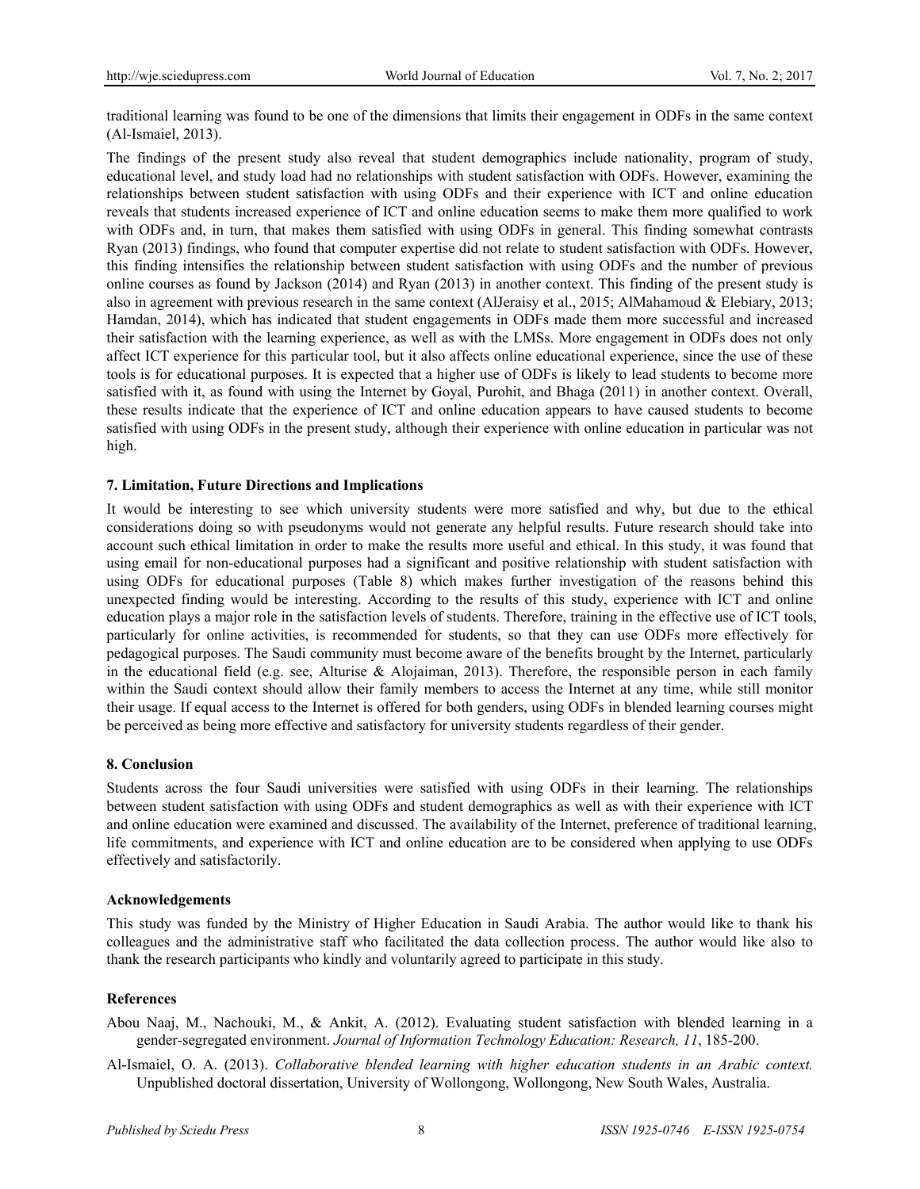traditional learning was found to be one of the dimensions that limits their engagement in ODFs in the same context (Al-Ismaiel, 2013).

The findings of the present study also reveal that student demographics include nationality, program of study, educational level, and study load had no relationships with student satisfaction with ODFs. However, examining the relationships between student satisfaction with using ODFs and their experience with ICT and online education reveals that students increased experience of ICT and online education seems to make them more qualified to work with ODFs and, in turn, that makes them satisfied with using ODFs in general. This finding somewhat contrasts Ryan (2013) findings, who found that computer expertise did not relate to student satisfaction with ODFs. However, this finding intensifies the relationship between student satisfaction with using ODFs and the number of previous online courses as found by Jackson (2014) and Ryan (2013) in another context. This finding of the present study is also in agreement with previous research in the same context (AlJeraisy et al., 2015; AlMahamoud & Elebiary, 2013; Hamdan, 2014), which has indicated that student engagements in ODFs made them more successful and increased their satisfaction with the learning experience, as well as with the LMSs. More engagement in ODFs does not only affect ICT experience for this particular tool, but it also affects online educational experience, since the use of these tools is for educational purposes. It is expected that a higher use of ODFs is likely to lead students to become more satisfied with it, as found with using the Internet by Goyal, Purohit, and Bhaga (2011) in another context. Overall, these results indicate that the experience of ICT and online education appears to have caused students to become satisfied with using ODFs in the present study, although their experience with online education in particular was not high.

### 7. Limitation, Future Directions and Implications

It would be interesting to see which university students were more satisfied and why, but due to the ethical considerations doing so with pseudonyms would not generate any helpful results. Future research should take into account such ethical limitation in order to make the results more useful and ethical. In this study, it was found that using email for non-educational purposes had a significant and positive relationship with student satisfaction with using ODFs for educational purposes (Table 8) which makes further investigation of the reasons behind this unexpected finding would be interesting. According to the results of this study, experience with ICT and online education plays a major role in the satisfaction levels of students. Therefore, training in the effective use of ICT tools, particularly for online activities, is recommended for students, so that they can use ODFs more effectively for pedagogical purposes. The Saudi community must become aware of the benefits brought by the Internet, particularly in the educational field (e.g. see, Alturise & Alojaiman, 2013). Therefore, the responsible person in each family within the Saudi context should allow their family members to access the Internet at any time, while still monitor their usage. If equal access to the Internet is offered for both genders, using ODFs in blended learning courses might be perceived as being more effective and satisfactory for university students regardless of their gender.

### 8. Conclusion

Students across the four Saudi universities were satisfied with using ODFs in their learning. The relationships between student satisfaction with using ODFs and student demographics as well as with their experience with ICT and online education were examined and discussed. The availability of the Internet, preference of traditional learning, life commitments, and experience with ICT and online education are to be considered when applying to use ODFs effectively and satisfactorily.

### Acknowledgements

This study was funded by the Ministry of Higher Education in Saudi Arabia. The author would like to thank his colleagues and the administrative staff who facilitated the data collection process. The author would like also to thank the research participants who kindly and voluntarily agreed to participate in this study.

### References

Abou Naaj, M., Nachouki, M., & Ankit, A. (2012). Evaluating student satisfaction with blended learning in a gender-segregated environment. *Journal of Information Technology Education: Research, 11*, 185-200.

Al-Ismaiel, O. A. (2013). *Collaborative blended learning with higher education students in an Arabic context.* Unpublished doctoral dissertation, University of Wollongong, Wollongong, New South Wales, Australia.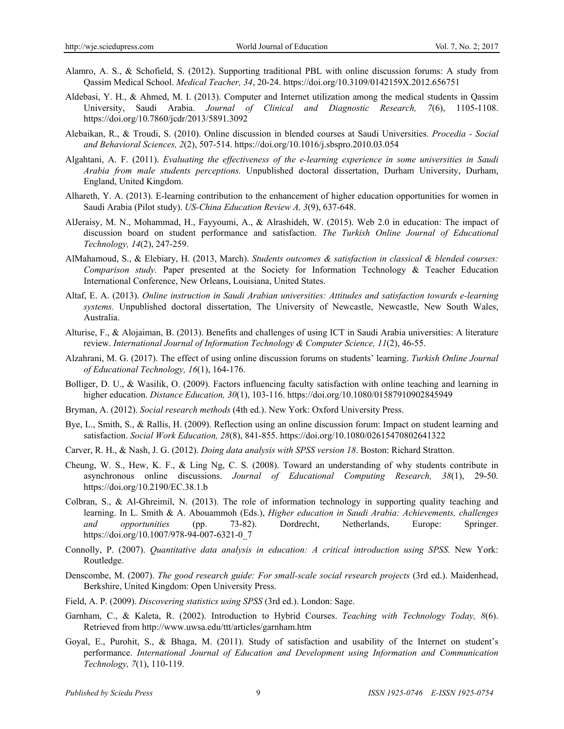Alamro, A. S., & Schofield, S. (2012). Supporting traditional PBL with online discussion forums: A study from Qassim Medical School. *Medical Teacher, 34*, 20-24. https://doi.org/10.3109/0142159X.2012.656751

Aldebasi, Y. H., & Ahmed, M. I. (2013). Computer and Internet utilization among the medical students in Qassim University, Saudi Arabia. *Journal of Clinical and Diagnostic Research, 7*(6), 1105-1108. https://doi.org/10.7860/jcdr/2013/5891.3092

Alebaikan, R., & Troudi, S. (2010). Online discussion in blended courses at Saudi Universities. *Procedia - Social and Behavioral Sciences, 2*(2), 507-514. https://doi.org/10.1016/j.sbspro.2010.03.054

Algahtani, A. F. (2011). *Evaluating the effectiveness of the e-learning experience in some universities in Saudi Arabia from male students perceptions.* Unpublished doctoral dissertation, Durham University, Durham, England, United Kingdom.

Alhareth, Y. A. (2013). E-learning contribution to the enhancement of higher education opportunities for women in Saudi Arabia (Pilot study). *US-China Education Review A, 3*(9), 637-648.

AlJeraisy, M. N., Mohammad, H., Fayyoumi, A., & Alrashideh, W. (2015). Web 2.0 in education: The impact of discussion board on student performance and satisfaction. *The Turkish Online Journal of Educational Technology, 14*(2), 247-259.

AlMahamoud, S., & Elebiary, H. (2013, March). *Students outcomes & satisfaction in classical & blended courses: Comparison study.* Paper presented at the Society for Information Technology & Teacher Education International Conference, New Orleans, Louisiana, United States.

Altaf, E. A. (2013). *Online instruction in Saudi Arabian universities: Attitudes and satisfaction towards e-learning systems.* Unpublished doctoral dissertation, The University of Newcastle, Newcastle, New South Wales, Australia.

Alturise, F., & Alojaiman, B. (2013). Benefits and challenges of using ICT in Saudi Arabia universities: A literature review. *International Journal of Information Technology & Computer Science, 11*(2), 46-55.

Alzahrani, M. G. (2017). The effect of using online discussion forums on students' learning. *Turkish Online Journal of Educational Technology, 16*(1), 164-176.

Bolliger, D. U., & Wasilik, O. (2009). Factors influencing faculty satisfaction with online teaching and learning in higher education. *Distance Education, 30*(1), 103-116. https://doi.org/10.1080/01587910902845949

Bryman, A. (2012). *Social research methods* (4th ed.). New York: Oxford University Press.

Bye, L., Smith, S., & Rallis, H. (2009). Reflection using an online discussion forum: Impact on student learning and satisfaction. *Social Work Education, 28*(8), 841-855. https://doi.org/10.1080/02615470802641322

Carver, R. H., & Nash, J. G. (2012). *Doing data analysis with SPSS version 18*. Boston: Richard Stratton.

Cheung, W. S., Hew, K. F., & Ling Ng, C. S. (2008). Toward an understanding of why students contribute in asynchronous online discussions. *Journal of Educational Computing Research, 38*(1), 29-50. https://doi.org/10.2190/EC.38.1.b

Colbran, S., & Al-Ghreimil, N. (2013). The role of information technology in supporting quality teaching and learning. In L. Smith & A. Abouammoh (Eds.), *Higher education in Saudi Arabia: Achievements, challenges and opportunities* (pp. 73-82). Dordrecht, Netherlands, Europe: Springer. https://doi.org/10.1007/978-94-007-6321-0_7

Connolly, P. (2007). *Quantitative data analysis in education: A critical introduction using SPSS*. New York: Routledge.

Denscombe, M. (2007). *The good research guide: For small-scale social research projects* (3rd ed.). Maidenhead, Berkshire, United Kingdom: Open University Press.

Field, A. P. (2009). *Discovering statistics using SPSS* (3rd ed.). London: Sage.

Garnham, C., & Kaleta, R. (2002). Introduction to Hybrid Courses. *Teaching with Technology Today, 8*(6). Retrieved from http://www.uwsa.edu/ttt/articles/garnham.htm

Goyal, E., Purohit, S., & Bhaga, M. (2011). Study of satisfaction and usability of the Internet on student's performance. *International Journal of Education and Development using Information and Communication Technology, 7*(1), 110-119.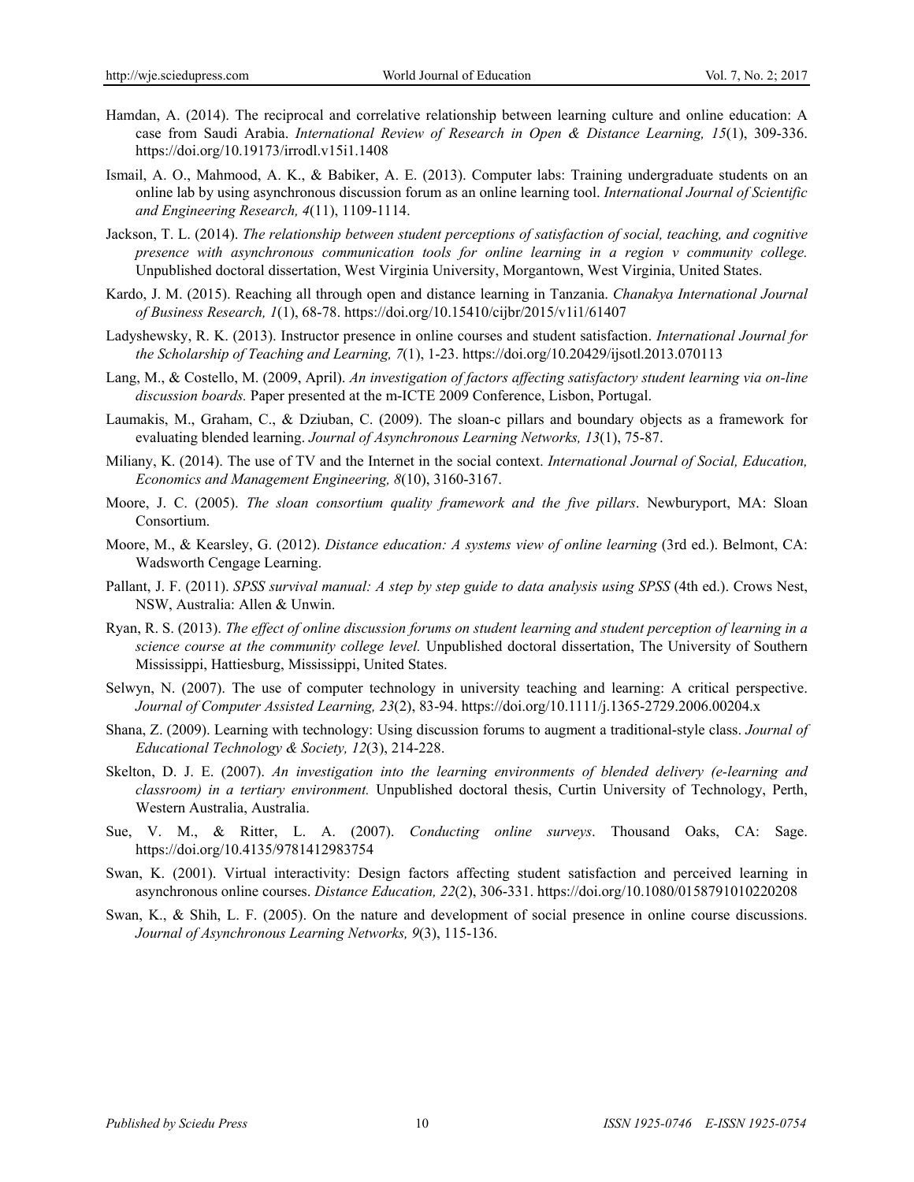Hamdan, A. (2014). The reciprocal and correlative relationship between learning culture and online education: A case from Saudi Arabia. *International Review of Research in Open & Distance Learning, 15*(1), 309-336. https://doi.org/10.19173/irrodl.v15i1.1408

Ismail, A. O., Mahmood, A. K., & Babiker, A. E. (2013). Computer labs: Training undergraduate students on an online lab by using asynchronous discussion forum as an online learning tool. *International Journal of Scientific and Engineering Research, 4*(11), 1109-1114.

Jackson, T. L. (2014). *The relationship between student perceptions of satisfaction of social, teaching, and cognitive presence with asynchronous communication tools for online learning in a region v community college.* Unpublished doctoral dissertation, West Virginia University, Morgantown, West Virginia, United States.

Kardo, J. M. (2015). Reaching all through open and distance learning in Tanzania. *Chanakya International Journal of Business Research, 1*(1), 68-78. https://doi.org/10.15410/cijbr/2015/v1i1/61407

Ladyshewsky, R. K. (2013). Instructor presence in online courses and student satisfaction. *International Journal for the Scholarship of Teaching and Learning, 7*(1), 1-23. https://doi.org/10.20429/ijsotl.2013.070113

Lang, M., & Costello, M. (2009, April). *An investigation of factors affecting satisfactory student learning via on-line discussion boards.* Paper presented at the m-ICTE 2009 Conference, Lisbon, Portugal.

Laumakis, M., Graham, C., & Dziuban, C. (2009). The sloan-c pillars and boundary objects as a framework for evaluating blended learning. *Journal of Asynchronous Learning Networks, 13*(1), 75-87.

Miliany, K. (2014). The use of TV and the Internet in the social context. *International Journal of Social, Education, Economics and Management Engineering, 8*(10), 3160-3167.

Moore, J. C. (2005). *The sloan consortium quality framework and the five pillars*. Newburyport, MA: Sloan Consortium.

Moore, M., & Kearsley, G. (2012). *Distance education: A systems view of online learning* (3rd ed.). Belmont, CA: Wadsworth Cengage Learning.

Pallant, J. F. (2011). *SPSS survival manual: A step by step guide to data analysis using SPSS* (4th ed.). Crows Nest, NSW, Australia: Allen & Unwin.

Ryan, R. S. (2013). *The effect of online discussion forums on student learning and student perception of learning in a science course at the community college level.* Unpublished doctoral dissertation, The University of Southern Mississippi, Hattiesburg, Mississippi, United States.

Selwyn, N. (2007). The use of computer technology in university teaching and learning: A critical perspective. *Journal of Computer Assisted Learning, 23*(2), 83-94. https://doi.org/10.1111/j.1365-2729.2006.00204.x

Shana, Z. (2009). Learning with technology: Using discussion forums to augment a traditional-style class. *Journal of Educational Technology & Society, 12*(3), 214-228.

Skelton, D. J. E. (2007). *An investigation into the learning environments of blended delivery (e-learning and classroom) in a tertiary environment.* Unpublished doctoral thesis, Curtin University of Technology, Perth, Western Australia, Australia.

Sue, V. M., & Ritter, L. A. (2007). *Conducting online surveys*. Thousand Oaks, CA: Sage. https://doi.org/10.4135/9781412983754

Swan, K. (2001). Virtual interactivity: Design factors affecting student satisfaction and perceived learning in asynchronous online courses. *Distance Education, 22*(2), 306-331. https://doi.org/10.1080/0158791010220208

Swan, K., & Shih, L. F. (2005). On the nature and development of social presence in online course discussions. *Journal of Asynchronous Learning Networks, 9*(3), 115-136.